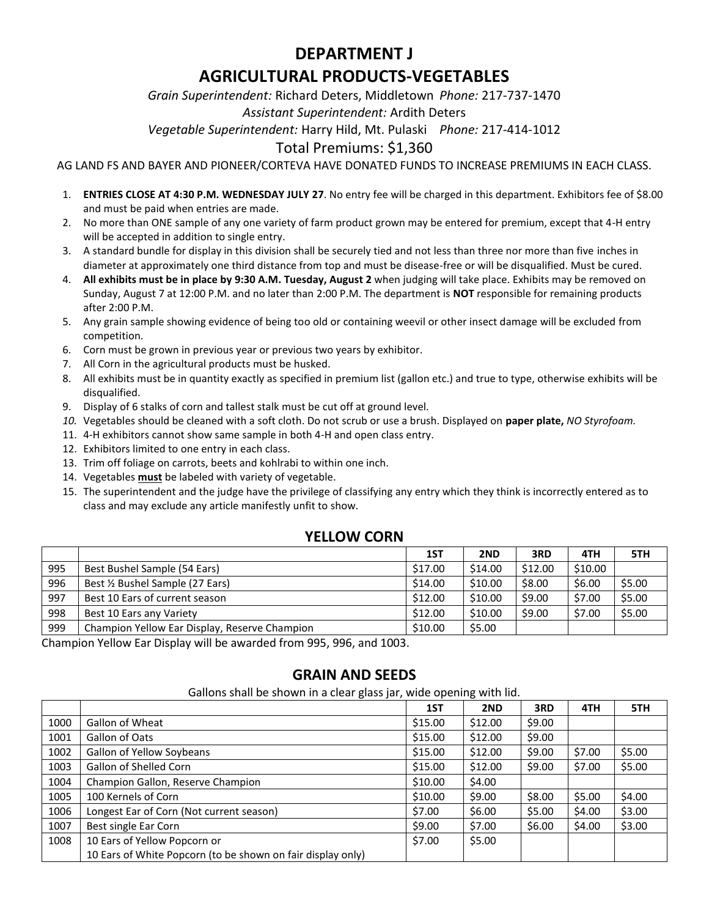# DEPARTMENT J

# AGRICULTURAL PRODUCTS-VEGETABLES

*Grain Superintendent:* Richard Deters, Middletown *Phone:* 217-737-1470

*Assistant Superintendent:* Ardith Deters

*Vegetable Superintendent:* Harry Hild, Mt. Pulaski *Phone:* 217-414-1012

Total Premiums: $1,360

AG LAND FS AND BAYER AND PIONEER/CORTEVA HAVE DONATED FUNDS TO INCREASE PREMIUMS IN EACH CLASS.

1. **ENTRIES CLOSE AT 4:30 P.M. WEDNESDAY JULY 27**. No entry fee will be charged in this department. Exhibitors fee of $8.00 and must be paid when entries are made.
2. No more than ONE sample of any one variety of farm product grown may be entered for premium, except that 4-H entry will be accepted in addition to single entry.
3. A standard bundle for display in this division shall be securely tied and not less than three nor more than five inches in diameter at approximately one third distance from top and must be disease-free or will be disqualified. Must be cured.
4. **All exhibits must be in place by 9:30 A.M. Tuesday, August 2** when judging will take place. Exhibits may be removed on Sunday, August 7 at 12:00 P.M. and no later than 2:00 P.M. The department is **NOT** responsible for remaining products after 2:00 P.M.
5. Any grain sample showing evidence of being too old or containing weevil or other insect damage will be excluded from competition.
6. Corn must be grown in previous year or previous two years by exhibitor.
7. All Corn in the agricultural products must be husked.
8. All exhibits must be in quantity exactly as specified in premium list (gallon etc.) and true to type, otherwise exhibits will be disqualified.
9. Display of 6 stalks of corn and tallest stalk must be cut off at ground level.
10. Vegetables should be cleaned with a soft cloth. Do not scrub or use a brush. Displayed on **paper plate,** *NO Styrofoam.*
11. 4-H exhibitors cannot show same sample in both 4-H and open class entry.
12. Exhibitors limited to one entry in each class.
13. Trim off foliage on carrots, beets and kohlrabi to within one inch.
14. Vegetables **must** be labeled with variety of vegetable.
15. The superintendent and the judge have the privilege of classifying any entry which they think is incorrectly entered as to class and may exclude any article manifestly unfit to show.

## YELLOW CORN

| | | 1ST | 2ND | 3RD | 4TH | 5TH |
|---|---|---|---|---|---|---|
| 995 | Best Bushel Sample (54 Ears) | $17.00 | $14.00 | $12.00 | $10.00 | |
| 996 | Best ½ Bushel Sample (27 Ears) | $14.00 | $10.00 | $8.00 | $6.00 | $5.00 |
| 997 | Best 10 Ears of current season | $12.00 | $10.00 | $9.00 | $7.00 | $5.00 |
| 998 | Best 10 Ears any Variety | $12.00 | $10.00 | $9.00 | $7.00 | $5.00 |
| 999 | Champion Yellow Ear Display, Reserve Champion | $10.00 | $5.00 | | | |

Champion Yellow Ear Display will be awarded from 995, 996, and 1003.

## GRAIN AND SEEDS

Gallons shall be shown in a clear glass jar, wide opening with lid.

| | | 1ST | 2ND | 3RD | 4TH | 5TH |
|---|---|---|---|---|---|---|
| 1000 | Gallon of Wheat | $15.00 | $12.00 | $9.00 | | |
| 1001 | Gallon of Oats | $15.00 | $12.00 | $9.00 | | |
| 1002 | Gallon of Yellow Soybeans | $15.00 | $12.00 | $9.00 | $7.00 | $5.00 |
| 1003 | Gallon of Shelled Corn | $15.00 | $12.00 | $9.00 | $7.00 | $5.00 |
| 1004 | Champion Gallon, Reserve Champion | $10.00 | $4.00 | | | |
| 1005 | 100 Kernels of Corn | $10.00 | $9.00 | $8.00 | $5.00 | $4.00 |
| 1006 | Longest Ear of Corn (Not current season) | $7.00 | $6.00 | $5.00 | $4.00 | $3.00 |
| 1007 | Best single Ear Corn | $9.00 | $7.00 | $6.00 | $4.00 | $3.00 |
| 1008 | 10 Ears of Yellow Popcorn or 10 Ears of White Popcorn (to be shown on fair display only) | $7.00 | $5.00 | | | |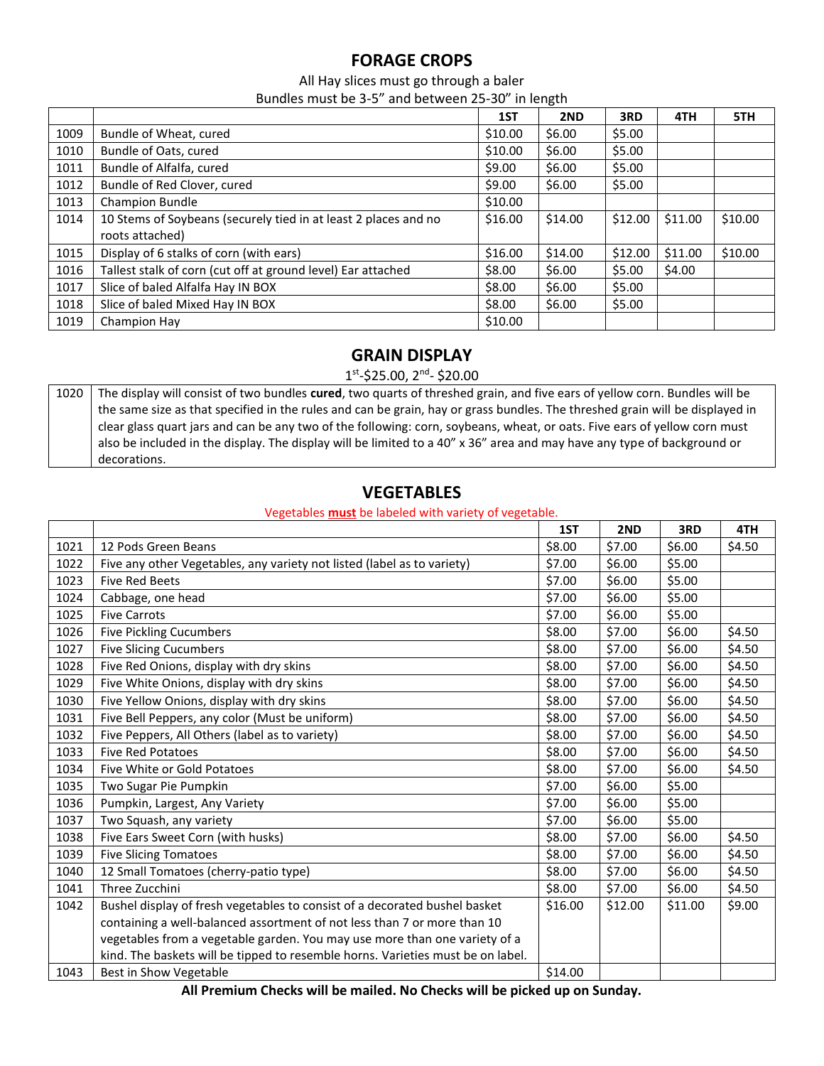## FORAGE CROPS

All Hay slices must go through a baler
Bundles must be 3-5" and between 25-30" in length

| | | 1ST | 2ND | 3RD | 4TH | 5TH |
|---|---|---|---|---|---|---|
| 1009 | Bundle of Wheat, cured | $10.00 | $6.00 | $5.00 | | |
| 1010 | Bundle of Oats, cured | $10.00 | $6.00 | $5.00 | | |
| 1011 | Bundle of Alfalfa, cured | $9.00 | $6.00 | $5.00 | | |
| 1012 | Bundle of Red Clover, cured | $9.00 | $6.00 | $5.00 | | |
| 1013 | Champion Bundle | $10.00 | | | | |
| 1014 | 10 Stems of Soybeans (securely tied in at least 2 places and no roots attached) | $16.00 | $14.00 | $12.00 | $11.00 | $10.00 |
| 1015 | Display of 6 stalks of corn (with ears) | $16.00 | $14.00 | $12.00 | $11.00 | $10.00 |
| 1016 | Tallest stalk of corn (cut off at ground level) Ear attached | $8.00 | $6.00 | $5.00 | $4.00 | |
| 1017 | Slice of baled Alfalfa Hay IN BOX | $8.00 | $6.00 | $5.00 | | |
| 1018 | Slice of baled Mixed Hay IN BOX | $8.00 | $6.00 | $5.00 | | |
| 1019 | Champion Hay | $10.00 | | | | |

## GRAIN DISPLAY

1st-$25.00, 2nd- $20.00

| | |
|---|---|
| 1020 | The display will consist of two bundles **cured**, two quarts of threshed grain, and five ears of yellow corn. Bundles will be the same size as that specified in the rules and can be grain, hay or grass bundles. The threshed grain will be displayed in clear glass quart jars and can be any two of the following: corn, soybeans, wheat, or oats. Five ears of yellow corn must also be included in the display. The display will be limited to a 40" x 36" area and may have any type of background or decorations. |

## VEGETABLES

Vegetables **must** be labeled with variety of vegetable.

| | | 1ST | 2ND | 3RD | 4TH |
|---|---|---|---|---|---|
| 1021 | 12 Pods Green Beans | $8.00 | $7.00 | $6.00 | $4.50 |
| 1022 | Five any other Vegetables, any variety not listed (label as to variety) | $7.00 | $6.00 | $5.00 | |
| 1023 | Five Red Beets | $7.00 | $6.00 | $5.00 | |
| 1024 | Cabbage, one head | $7.00 | $6.00 | $5.00 | |
| 1025 | Five Carrots | $7.00 | $6.00 | $5.00 | |
| 1026 | Five Pickling Cucumbers | $8.00 | $7.00 | $6.00 | $4.50 |
| 1027 | Five Slicing Cucumbers | $8.00 | $7.00 | $6.00 | $4.50 |
| 1028 | Five Red Onions, display with dry skins | $8.00 | $7.00 | $6.00 | $4.50 |
| 1029 | Five White Onions, display with dry skins | $8.00 | $7.00 | $6.00 | $4.50 |
| 1030 | Five Yellow Onions, display with dry skins | $8.00 | $7.00 | $6.00 | $4.50 |
| 1031 | Five Bell Peppers, any color (Must be uniform) | $8.00 | $7.00 | $6.00 | $4.50 |
| 1032 | Five Peppers, All Others (label as to variety) | $8.00 | $7.00 | $6.00 | $4.50 |
| 1033 | Five Red Potatoes | $8.00 | $7.00 | $6.00 | $4.50 |
| 1034 | Five White or Gold Potatoes | $8.00 | $7.00 | $6.00 | $4.50 |
| 1035 | Two Sugar Pie Pumpkin | $7.00 | $6.00 | $5.00 | |
| 1036 | Pumpkin, Largest, Any Variety | $7.00 | $6.00 | $5.00 | |
| 1037 | Two Squash, any variety | $7.00 | $6.00 | $5.00 | |
| 1038 | Five Ears Sweet Corn (with husks) | $8.00 | $7.00 | $6.00 | $4.50 |
| 1039 | Five Slicing Tomatoes | $8.00 | $7.00 | $6.00 | $4.50 |
| 1040 | 12 Small Tomatoes (cherry-patio type) | $8.00 | $7.00 | $6.00 | $4.50 |
| 1041 | Three Zucchini | $8.00 | $7.00 | $6.00 | $4.50 |
| 1042 | Bushel display of fresh vegetables to consist of a decorated bushel basket containing a well-balanced assortment of not less than 7 or more than 10 vegetables from a vegetable garden. You may use more than one variety of a kind. The baskets will be tipped to resemble horns. Varieties must be on label. | $16.00 | $12.00 | $11.00 | $9.00 |
| 1043 | Best in Show Vegetable | $14.00 | | | |

**All Premium Checks will be mailed. No Checks will be picked up on Sunday.**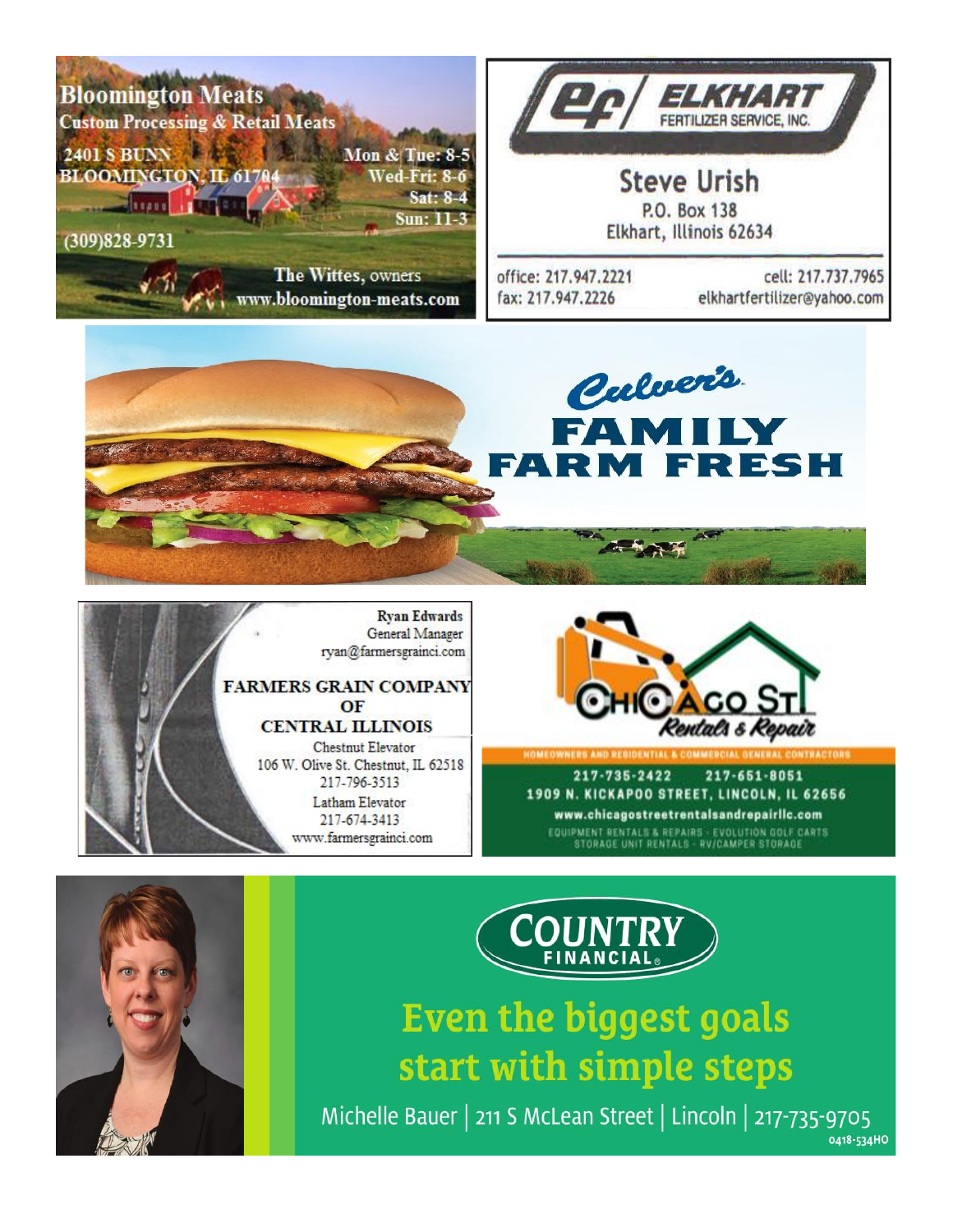**Bloomington Meats**
**Custom Processing & Retail Meats**

2401 S BUNN
BLOOMINGTON, IL 61704

Mon & Tue: 8-5
Wed-Fri: 8-6
Sat: 8-4
Sun: 11-3

(309)828-9731

The Wittes, owners
www.bloomington-meats.com

---

**ef / ELKHART**
FERTILIZER SERVICE, INC.

**Steve Urish**
P.O. Box 138
Elkhart, Illinois 62634

office: 217.947.2221
fax: 217.947.2226
cell: 217.737.7965
elkhartfertilizer@yahoo.com

---

Culver's
**FAMILY FARM FRESH**

---

**Ryan Edwards**
General Manager
ryan@farmersgrainci.com

**FARMERS GRAIN COMPANY OF CENTRAL ILLINOIS**

Chestnut Elevator
106 W. Olive St. Chestnut, IL 62518
217-796-3513
Latham Elevator
217-674-3413
www.farmersgrainci.com

---

**CHICAGO ST Rentals & Repair**

HOMEOWNERS AND RESIDENTIAL & COMMERCIAL GENERAL CONTRACTORS

217-735-2422 217-651-8051
1909 N. KICKAPOO STREET, LINCOLN, IL 62656
www.chicagostreetrentalsandrepairllc.com
EQUIPMENT RENTALS & REPAIRS - EVOLUTION GOLF CARTS
STORAGE UNIT RENTALS - RV/CAMPER STORAGE

---

**COUNTRY FINANCIAL®**

**Even the biggest goals start with simple steps**

Michelle Bauer | 211 S McLean Street | Lincoln | 217-735-9705

0418-534HO